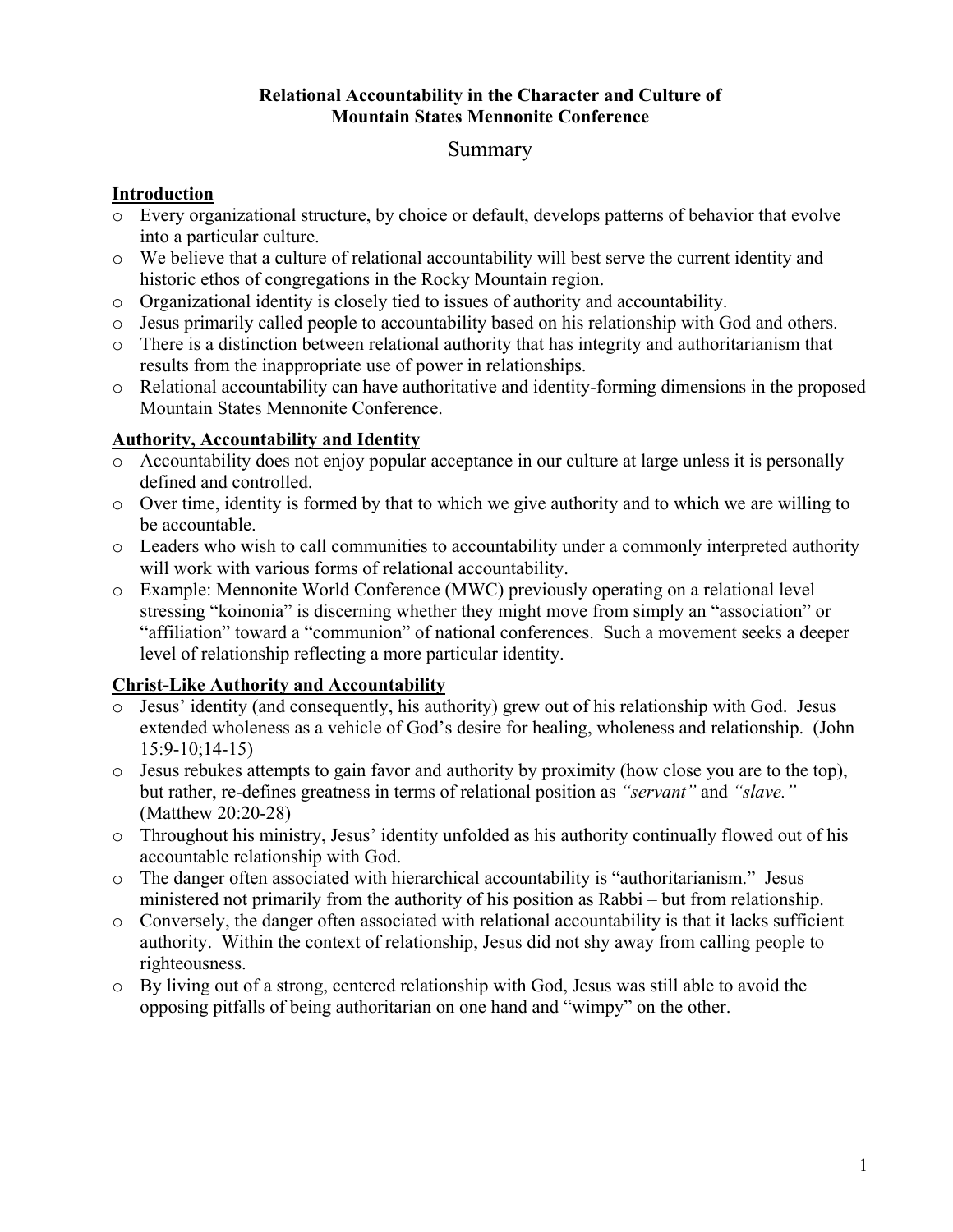**Relational Accountability in the Character and Culture of Mountain States Mennonite Conference**

# Summary

## Introduction

- Every organizational structure, by choice or default, develops patterns of behavior that evolve into a particular culture.
- We believe that a culture of relational accountability will best serve the current identity and historic ethos of congregations in the Rocky Mountain region.
- Organizational identity is closely tied to issues of authority and accountability.
- Jesus primarily called people to accountability based on his relationship with God and others.
- There is a distinction between relational authority that has integrity and authoritarianism that results from the inappropriate use of power in relationships.
- Relational accountability can have authoritative and identity-forming dimensions in the proposed Mountain States Mennonite Conference.

## Authority, Accountability and Identity

- Accountability does not enjoy popular acceptance in our culture at large unless it is personally defined and controlled.
- Over time, identity is formed by that to which we give authority and to which we are willing to be accountable.
- Leaders who wish to call communities to accountability under a commonly interpreted authority will work with various forms of relational accountability.
- Example: Mennonite World Conference (MWC) previously operating on a relational level stressing "koinonia" is discerning whether they might move from simply an "association" or "affiliation" toward a "communion" of national conferences. Such a movement seeks a deeper level of relationship reflecting a more particular identity.

## Christ-Like Authority and Accountability

- Jesus' identity (and consequently, his authority) grew out of his relationship with God. Jesus extended wholeness as a vehicle of God's desire for healing, wholeness and relationship. (John 15:9-10;14-15)
- Jesus rebukes attempts to gain favor and authority by proximity (how close you are to the top), but rather, re-defines greatness in terms of relational position as *"servant"* and *"slave."* (Matthew 20:20-28)
- Throughout his ministry, Jesus' identity unfolded as his authority continually flowed out of his accountable relationship with God.
- The danger often associated with hierarchical accountability is "authoritarianism." Jesus ministered not primarily from the authority of his position as Rabbi – but from relationship.
- Conversely, the danger often associated with relational accountability is that it lacks sufficient authority. Within the context of relationship, Jesus did not shy away from calling people to righteousness.
- By living out of a strong, centered relationship with God, Jesus was still able to avoid the opposing pitfalls of being authoritarian on one hand and "wimpy" on the other.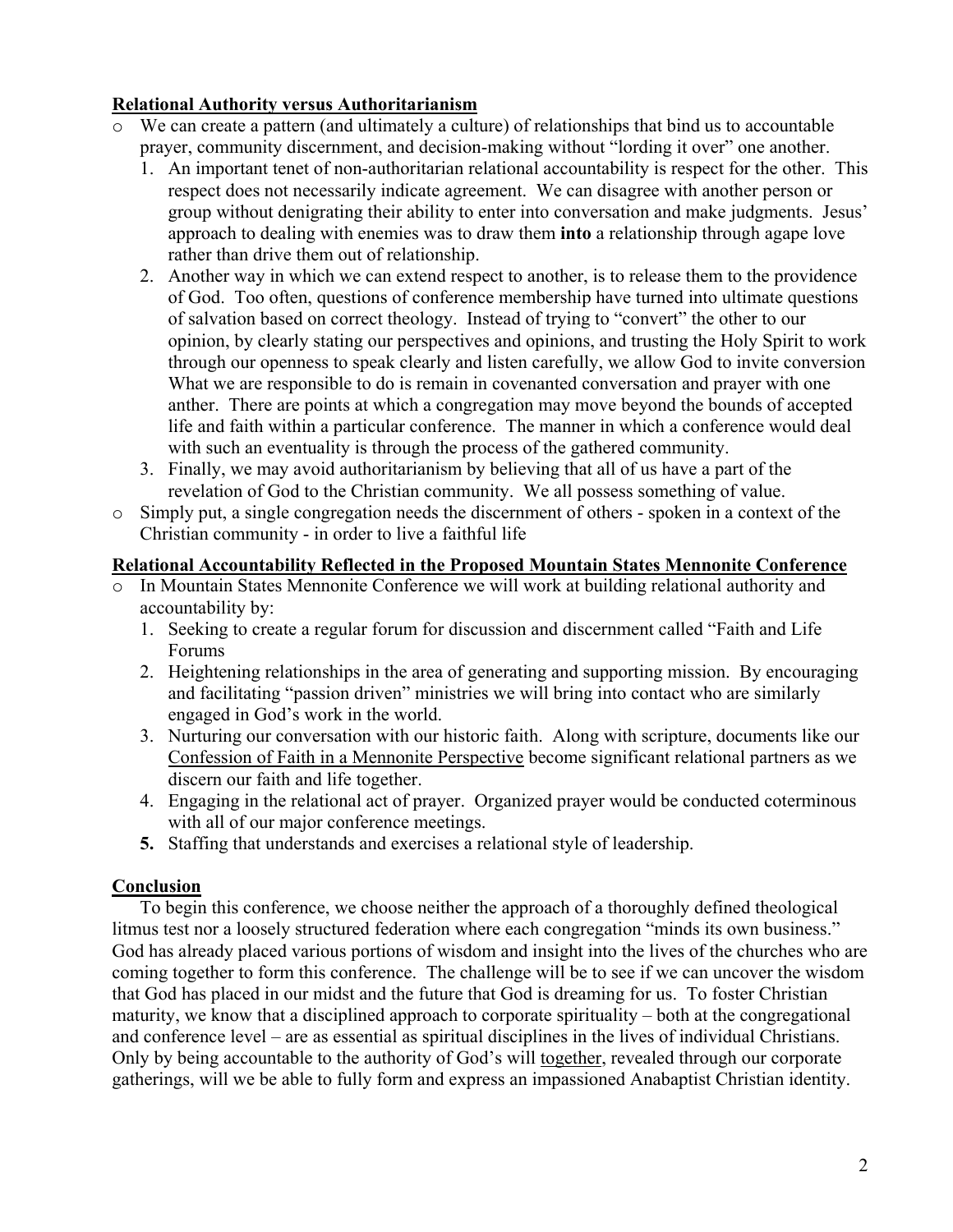## Relational Authority versus Authoritarianism

- We can create a pattern (and ultimately a culture) of relationships that bind us to accountable prayer, community discernment, and decision-making without "lording it over" one another.
  1. An important tenet of non-authoritarian relational accountability is respect for the other. This respect does not necessarily indicate agreement. We can disagree with another person or group without denigrating their ability to enter into conversation and make judgments. Jesus' approach to dealing with enemies was to draw them **into** a relationship through agape love rather than drive them out of relationship.
  2. Another way in which we can extend respect to another, is to release them to the providence of God. Too often, questions of conference membership have turned into ultimate questions of salvation based on correct theology. Instead of trying to "convert" the other to our opinion, by clearly stating our perspectives and opinions, and trusting the Holy Spirit to work through our openness to speak clearly and listen carefully, we allow God to invite conversion What we are responsible to do is remain in covenanted conversation and prayer with one anther. There are points at which a congregation may move beyond the bounds of accepted life and faith within a particular conference. The manner in which a conference would deal with such an eventuality is through the process of the gathered community.
  3. Finally, we may avoid authoritarianism by believing that all of us have a part of the revelation of God to the Christian community. We all possess something of value.
- Simply put, a single congregation needs the discernment of others - spoken in a context of the Christian community - in order to live a faithful life

## Relational Accountability Reflected in the Proposed Mountain States Mennonite Conference

- In Mountain States Mennonite Conference we will work at building relational authority and accountability by:
  1. Seeking to create a regular forum for discussion and discernment called "Faith and Life Forums
  2. Heightening relationships in the area of generating and supporting mission. By encouraging and facilitating "passion driven" ministries we will bring into contact who are similarly engaged in God's work in the world.
  3. Nurturing our conversation with our historic faith. Along with scripture, documents like our Confession of Faith in a Mennonite Perspective become significant relational partners as we discern our faith and life together.
  4. Engaging in the relational act of prayer. Organized prayer would be conducted coterminous with all of our major conference meetings.
  5. Staffing that understands and exercises a relational style of leadership.

## Conclusion

To begin this conference, we choose neither the approach of a thoroughly defined theological litmus test nor a loosely structured federation where each congregation "minds its own business." God has already placed various portions of wisdom and insight into the lives of the churches who are coming together to form this conference. The challenge will be to see if we can uncover the wisdom that God has placed in our midst and the future that God is dreaming for us. To foster Christian maturity, we know that a disciplined approach to corporate spirituality – both at the congregational and conference level – are as essential as spiritual disciplines in the lives of individual Christians. Only by being accountable to the authority of God's will together, revealed through our corporate gatherings, will we be able to fully form and express an impassioned Anabaptist Christian identity.